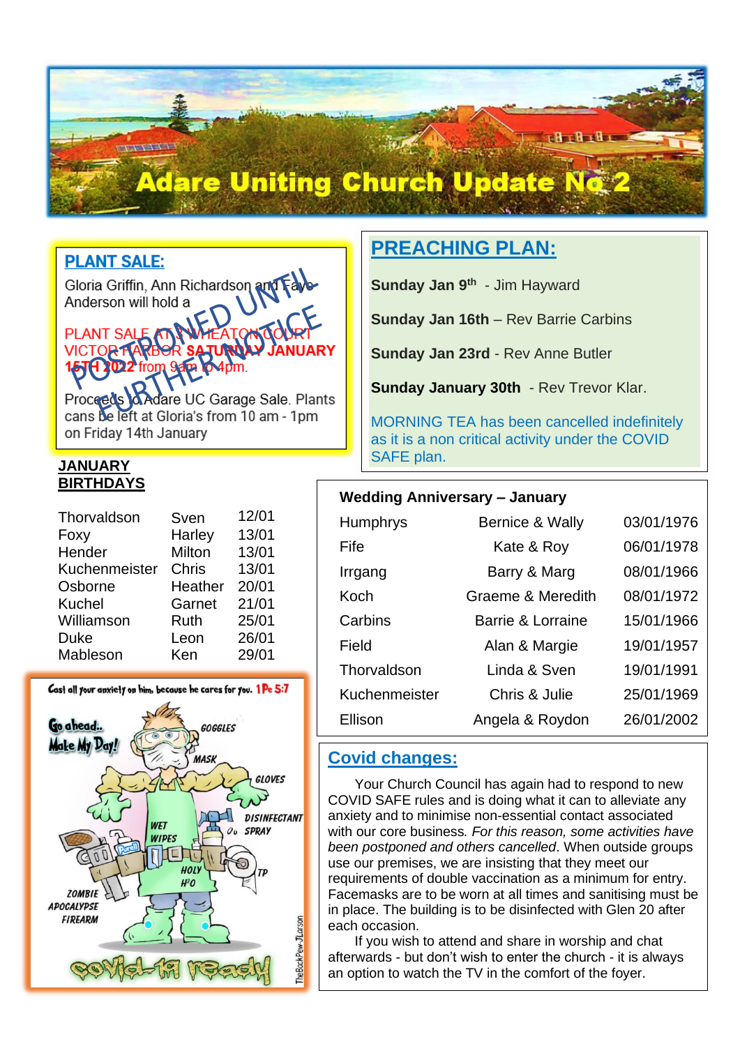# Adare Uniting Church Update No 2

## PLANT SALE:

Gloria Griffin, Ann Richardson and Faye Anderson will hold a

PLANT SALE AT 3 WHEATON COURT VICTOR HARBOR **SATURDAY JANUARY 15TH 2022** from 9am to 4pm.

POSTPONED UNTIL FURTHER NOTICE

Proceeds to Adare UC Garage Sale. Plants cans be left at Gloria's from 10 am - 1pm on Friday 14th January

## PREACHING PLAN:

**Sunday Jan 9th** - Jim Hayward

**Sunday Jan 16th** – Rev Barrie Carbins

**Sunday Jan 23rd** - Rev Anne Butler

**Sunday January 30th** - Rev Trevor Klar.

MORNING TEA has been cancelled indefinitely as it is a non critical activity under the COVID SAFE plan.

## JANUARY BIRTHDAYS

| | | |
|---|---|---|
| Thorvaldson | Sven | 12/01 |
| Foxy | Harley | 13/01 |
| Hender | Milton | 13/01 |
| Kuchenmeister | Chris | 13/01 |
| Osborne | Heather | 20/01 |
| Kuchel | Garnet | 21/01 |
| Williamson | Ruth | 25/01 |
| Duke | Leon | 26/01 |
| Mableson | Ken | 29/01 |

## Wedding Anniversary – January

| | | |
|---|---|---|
| Humphrys | Bernice & Wally | 03/01/1976 |
| Fife | Kate & Roy | 06/01/1978 |
| Irrgang | Barry & Marg | 08/01/1966 |
| Koch | Graeme & Meredith | 08/01/1972 |
| Carbins | Barrie & Lorraine | 15/01/1966 |
| Field | Alan & Margie | 19/01/1957 |
| Thorvaldson | Linda & Sven | 19/01/1991 |
| Kuchenmeister | Chris & Julie | 25/01/1969 |
| Ellison | Angela & Roydon | 26/01/2002 |

Cast all your anxiety on him, because he cares for you. 1Pe 5:7

## Covid changes:

Your Church Council has again had to respond to new COVID SAFE rules and is doing what it can to alleviate any anxiety and to minimise non-essential contact associated with our core business. *For this reason, some activities have been postponed and others cancelled*. When outside groups use our premises, we are insisting that they meet our requirements of double vaccination as a minimum for entry. Facemasks are to be worn at all times and sanitising must be in place. The building is to be disinfected with Glen 20 after each occasion.

If you wish to attend and share in worship and chat afterwards - but don't wish to enter the church - it is always an option to watch the TV in the comfort of the foyer.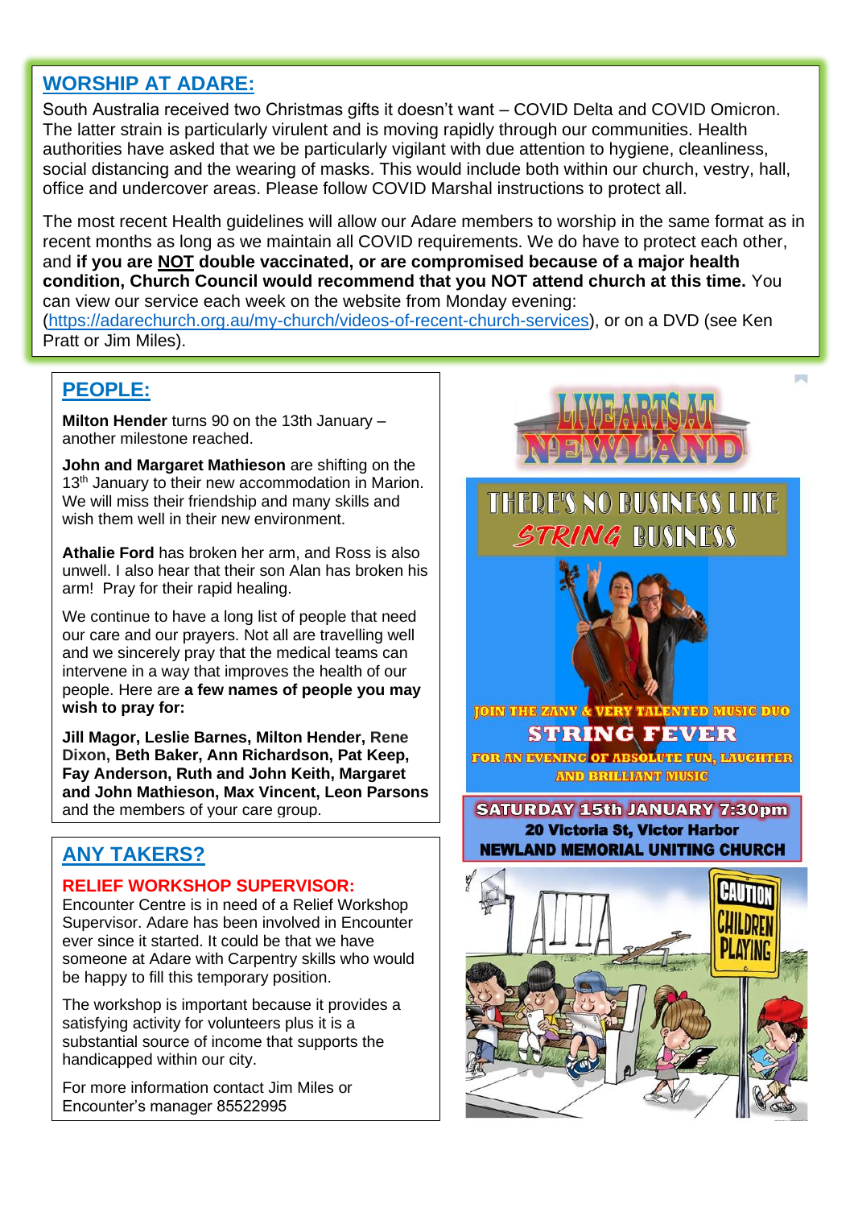## WORSHIP AT ADARE:

South Australia received two Christmas gifts it doesn't want – COVID Delta and COVID Omicron. The latter strain is particularly virulent and is moving rapidly through our communities. Health authorities have asked that we be particularly vigilant with due attention to hygiene, cleanliness, social distancing and the wearing of masks. This would include both within our church, vestry, hall, office and undercover areas. Please follow COVID Marshal instructions to protect all.

The most recent Health guidelines will allow our Adare members to worship in the same format as in recent months as long as we maintain all COVID requirements. We do have to protect each other, and **if you are NOT double vaccinated, or are compromised because of a major health condition, Church Council would recommend that you NOT attend church at this time.** You can view our service each week on the website from Monday evening: (https://adarechurch.org.au/my-church/videos-of-recent-church-services), or on a DVD (see Ken Pratt or Jim Miles).

## PEOPLE:

**Milton Hender** turns 90 on the 13th January – another milestone reached.

**John and Margaret Mathieson** are shifting on the 13th January to their new accommodation in Marion. We will miss their friendship and many skills and wish them well in their new environment.

**Athalie Ford** has broken her arm, and Ross is also unwell. I also hear that their son Alan has broken his arm! Pray for their rapid healing.

We continue to have a long list of people that need our care and our prayers. Not all are travelling well and we sincerely pray that the medical teams can intervene in a way that improves the health of our people. Here are **a few names of people you may wish to pray for:**

**Jill Magor, Leslie Barnes, Milton Hender, Rene Dixon, Beth Baker, Ann Richardson, Pat Keep, Fay Anderson, Ruth and John Keith, Margaret and John Mathieson, Max Vincent, Leon Parsons** and the members of your care group.

## ANY TAKERS?

### RELIEF WORKSHOP SUPERVISOR:

Encounter Centre is in need of a Relief Workshop Supervisor. Adare has been involved in Encounter ever since it started. It could be that we have someone at Adare with Carpentry skills who would be happy to fill this temporary position.

The workshop is important because it provides a satisfying activity for volunteers plus it is a substantial source of income that supports the handicapped within our city.

For more information contact Jim Miles or Encounter's manager 85522995

## LIVE ARTS AT NEWLAND

**THERE'S NO BUSINESS LIKE STRING BUSINESS**

JOIN THE ZANY & VERY TALENTED MUSIC DUO

**STRING FEVER**

FOR AN EVENING OF ABSOLUTE FUN, LAUGHTER AND BRILLIANT MUSIC

**SATURDAY 15th JANUARY 7:30pm**

20 Victoria St, Victor Harbor

NEWLAND MEMORIAL UNITING CHURCH

CAUTION CHILDREN PLAYING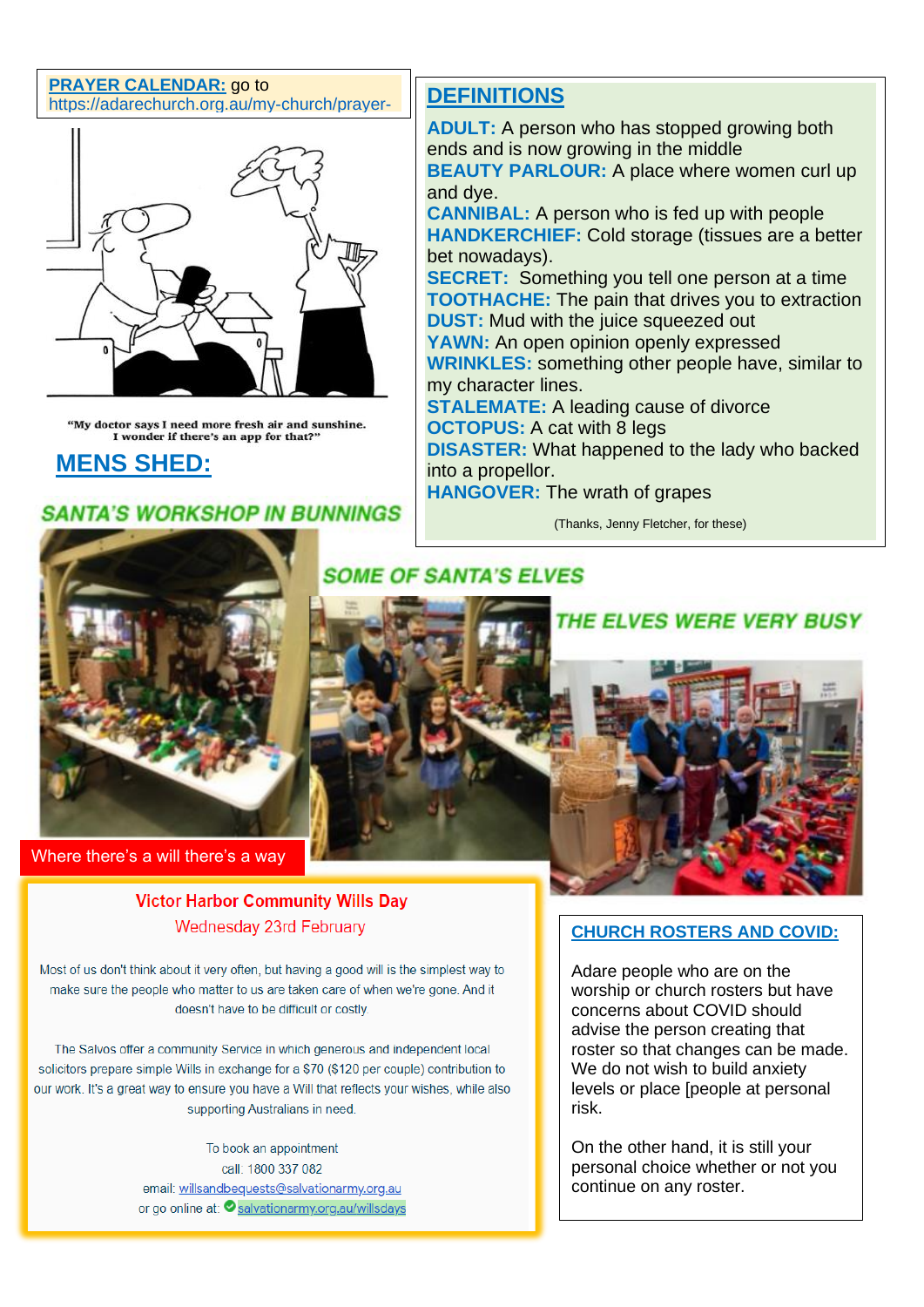**PRAYER CALENDAR:** go to https://adarechurch.org.au/my-church/prayer-

"My doctor says I need more fresh air and sunshine. I wonder if there's an app for that?"

## MENS SHED:

### SANTA'S WORKSHOP IN BUNNINGS

### SOME OF SANTA'S ELVES

### THE ELVES WERE VERY BUSY

## DEFINITIONS

**ADULT:** A person who has stopped growing both ends and is now growing in the middle
**BEAUTY PARLOUR:** A place where women curl up and dye.
**CANNIBAL:** A person who is fed up with people
**HANDKERCHIEF:** Cold storage (tissues are a better bet nowadays).
**SECRET:** Something you tell one person at a time
**TOOTHACHE:** The pain that drives you to extraction
**DUST:** Mud with the juice squeezed out
**YAWN:** An open opinion openly expressed
**WRINKLES:** something other people have, similar to my character lines.
**STALEMATE:** A leading cause of divorce
**OCTOPUS:** A cat with 8 legs
**DISASTER:** What happened to the lady who backed into a propellor.
**HANGOVER:** The wrath of grapes

(Thanks, Jenny Fletcher, for these)

## Where there's a will there's a way

### Victor Harbor Community Wills Day

Wednesday 23rd February

Most of us don't think about it very often, but having a good will is the simplest way to make sure the people who matter to us are taken care of when we're gone. And it doesn't have to be difficult or costly.

The Salvos offer a community Service in which generous and independent local solicitors prepare simple Wills in exchange for a $70 ($120 per couple) contribution to our work. It's a great way to ensure you have a Will that reflects your wishes, while also supporting Australians in need.

To book an appointment
call: 1800 337 082
email: willsandbequests@salvationarmy.org.au
or go online at: salvationarmy.org.au/willsdays

## CHURCH ROSTERS AND COVID:

Adare people who are on the worship or church rosters but have concerns about COVID should advise the person creating that roster so that changes can be made. We do not wish to build anxiety levels or place [people at personal risk.

On the other hand, it is still your personal choice whether or not you continue on any roster.